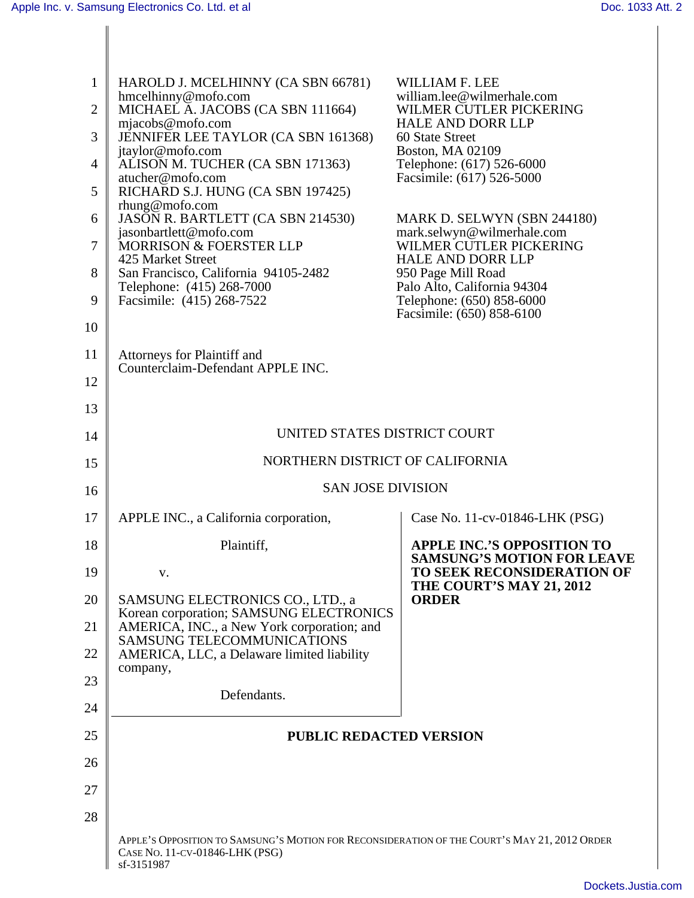HAROLD J. MCELHINNY (CA SBN 66781)
hmcelhinny@mofo.com
MICHAEL A. JACOBS (CA SBN 111664)
mjacobs@mofo.com
JENNIFER LEE TAYLOR (CA SBN 161368)
jtaylor@mofo.com
ALISON M. TUCHER (CA SBN 171363)
atucher@mofo.com
RICHARD S.J. HUNG (CA SBN 197425)
rhung@mofo.com
JASON R. BARTLETT (CA SBN 214530)
jasonbartlett@mofo.com
MORRISON & FOERSTER LLP
425 Market Street
San Francisco, California 94105-2482
Telephone: (415) 268-7000
Facsimile: (415) 268-7522

WILLIAM F. LEE
william.lee@wilmerhale.com
WILMER CUTLER PICKERING
HALE AND DORR LLP
60 State Street
Boston, MA 02109
Telephone: (617) 526-6000
Facsimile: (617) 526-5000

MARK D. SELWYN (SBN 244180)
mark.selwyn@wilmerhale.com
WILMER CUTLER PICKERING
HALE AND DORR LLP
950 Page Mill Road
Palo Alto, California 94304
Telephone: (650) 858-6000
Facsimile: (650) 858-6100

Attorneys for Plaintiff and
Counterclaim-Defendant APPLE INC.

UNITED STATES DISTRICT COURT

NORTHERN DISTRICT OF CALIFORNIA

SAN JOSE DIVISION

APPLE INC., a California corporation,

Plaintiff,

v.

SAMSUNG ELECTRONICS CO., LTD., a Korean corporation; SAMSUNG ELECTRONICS AMERICA, INC., a New York corporation; and SAMSUNG TELECOMMUNICATIONS AMERICA, LLC, a Delaware limited liability company,

Defendants.

Case No. 11-cv-01846-LHK (PSG)

**APPLE INC.'S OPPOSITION TO SAMSUNG'S MOTION FOR LEAVE TO SEEK RECONSIDERATION OF THE COURT'S MAY 21, 2012 ORDER**

**PUBLIC REDACTED VERSION**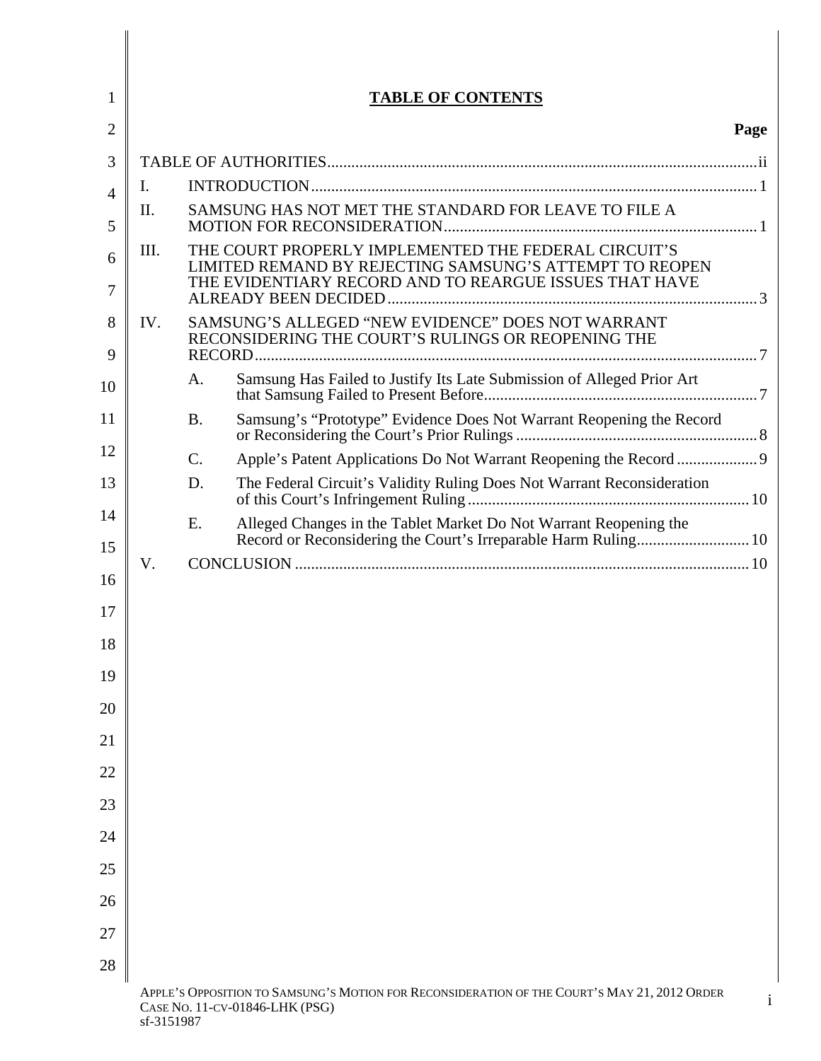# TABLE OF CONTENTS

| | | | Page |
|---|---|---|---|
| TABLE OF AUTHORITIES | | | ii |
| I. | INTRODUCTION | | 1 |
| II. | SAMSUNG HAS NOT MET THE STANDARD FOR LEAVE TO FILE A MOTION FOR RECONSIDERATION | | 1 |
| III. | THE COURT PROPERLY IMPLEMENTED THE FEDERAL CIRCUIT'S LIMITED REMAND BY REJECTING SAMSUNG'S ATTEMPT TO REOPEN THE EVIDENTIARY RECORD AND TO REARGUE ISSUES THAT HAVE ALREADY BEEN DECIDED | | 3 |
| IV. | SAMSUNG'S ALLEGED "NEW EVIDENCE" DOES NOT WARRANT RECONSIDERING THE COURT'S RULINGS OR REOPENING THE RECORD | | 7 |
| | A. | Samsung Has Failed to Justify Its Late Submission of Alleged Prior Art that Samsung Failed to Present Before | 7 |
| | B. | Samsung's "Prototype" Evidence Does Not Warrant Reopening the Record or Reconsidering the Court's Prior Rulings | 8 |
| | C. | Apple's Patent Applications Do Not Warrant Reopening the Record | 9 |
| | D. | The Federal Circuit's Validity Ruling Does Not Warrant Reconsideration of this Court's Infringement Ruling | 10 |
| | E. | Alleged Changes in the Tablet Market Do Not Warrant Reopening the Record or Reconsidering the Court's Irreparable Harm Ruling | 10 |
| V. | CONCLUSION | | 10 |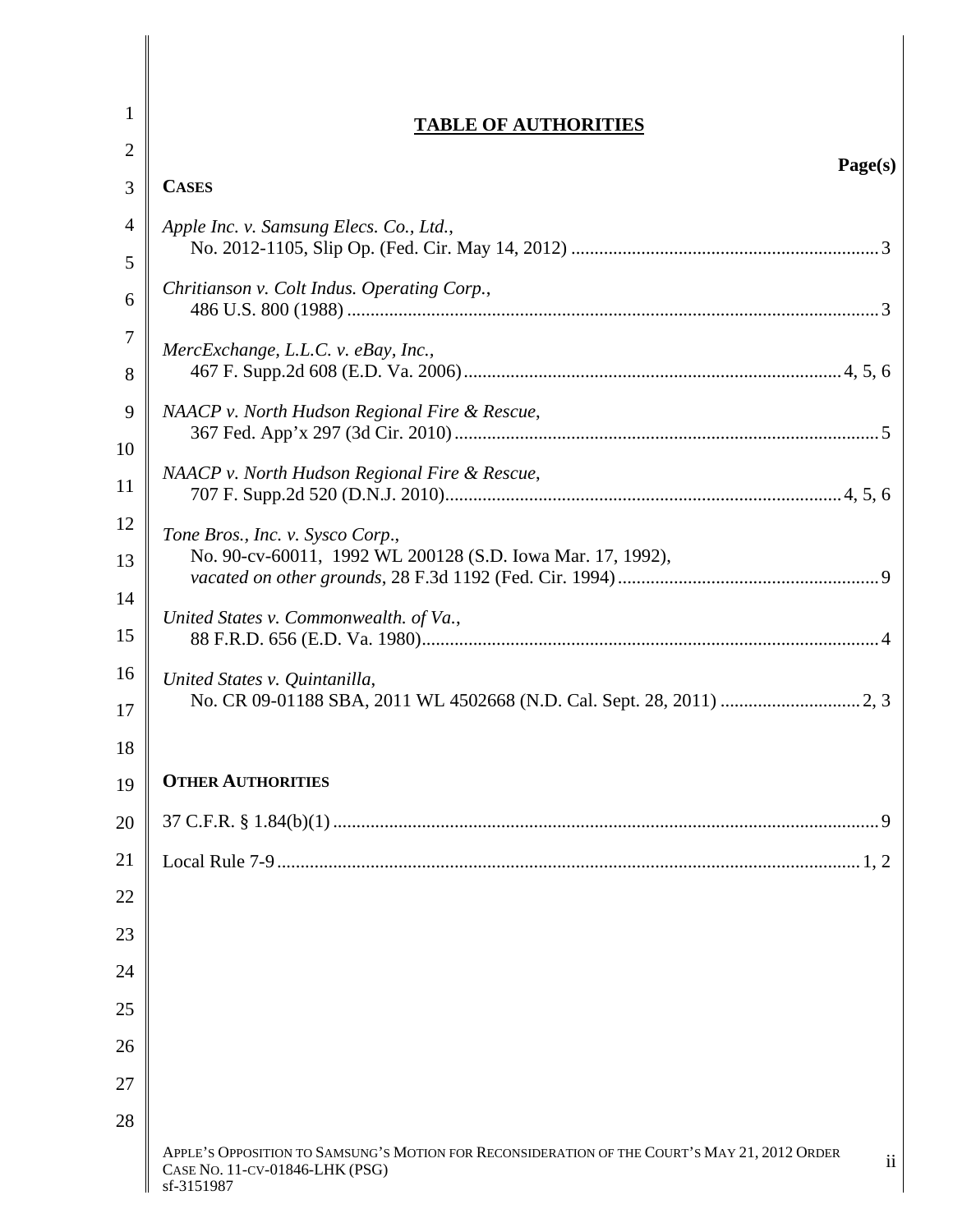## TABLE OF AUTHORITIES

**Page(s)**

**CASES**

*Apple Inc. v. Samsung Elecs. Co., Ltd.*,
No. 2012-1105, Slip Op. (Fed. Cir. May 14, 2012) .................................................................3

*Chritianson v. Colt Indus. Operating Corp.*,
486 U.S. 800 (1988) .................................................................................................................3

*MercExchange, L.L.C. v. eBay, Inc.*,
467 F. Supp.2d 608 (E.D. Va. 2006)...............................................................................4, 5, 6

*NAACP v. North Hudson Regional Fire & Rescue*,
367 Fed. App'x 297 (3d Cir. 2010)..........................................................................................5

*NAACP v. North Hudson Regional Fire & Rescue*,
707 F. Supp.2d 520 (D.N.J. 2010)...................................................................................4, 5, 6

*Tone Bros., Inc. v. Sysco Corp.*,
No. 90-cv-60011, 1992 WL 200128 (S.D. Iowa Mar. 17, 1992),
*vacated on other grounds*, 28 F.3d 1192 (Fed. Cir. 1994).......................................................9

*United States v. Commonwealth. of Va.*,
88 F.R.D. 656 (E.D. Va. 1980).................................................................................................4

*United States v. Quintanilla*,
No. CR 09-01188 SBA, 2011 WL 4502668 (N.D. Cal. Sept. 28, 2011) .............................2, 3

**OTHER AUTHORITIES**

37 C.F.R. § 1.84(b)(1) ....................................................................................................................9

Local Rule 7-9...........................................................................................................................1, 2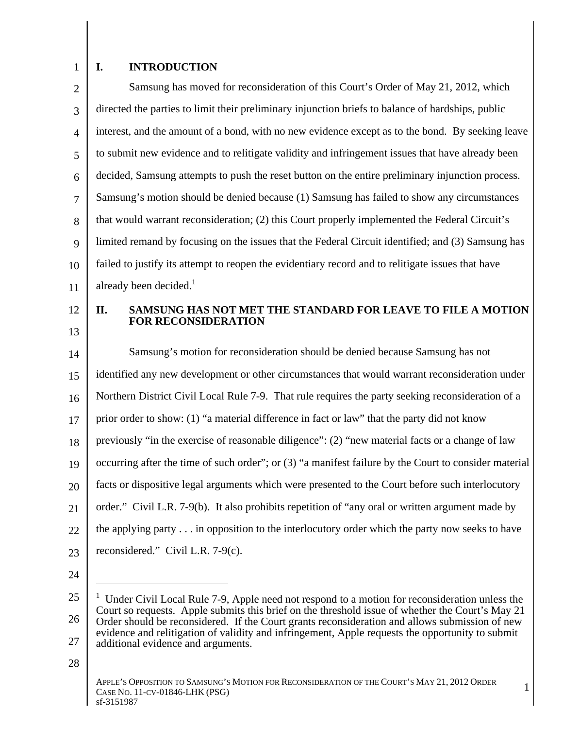## I. INTRODUCTION

Samsung has moved for reconsideration of this Court's Order of May 21, 2012, which directed the parties to limit their preliminary injunction briefs to balance of hardships, public interest, and the amount of a bond, with no new evidence except as to the bond. By seeking leave to submit new evidence and to relitigate validity and infringement issues that have already been decided, Samsung attempts to push the reset button on the entire preliminary injunction process. Samsung's motion should be denied because (1) Samsung has failed to show any circumstances that would warrant reconsideration; (2) this Court properly implemented the Federal Circuit's limited remand by focusing on the issues that the Federal Circuit identified; and (3) Samsung has failed to justify its attempt to reopen the evidentiary record and to relitigate issues that have already been decided.[1]

## II. SAMSUNG HAS NOT MET THE STANDARD FOR LEAVE TO FILE A MOTION FOR RECONSIDERATION

Samsung's motion for reconsideration should be denied because Samsung has not identified any new development or other circumstances that would warrant reconsideration under Northern District Civil Local Rule 7-9. That rule requires the party seeking reconsideration of a prior order to show: (1) "a material difference in fact or law" that the party did not know previously "in the exercise of reasonable diligence": (2) "new material facts or a change of law occurring after the time of such order"; or (3) "a manifest failure by the Court to consider material facts or dispositive legal arguments which were presented to the Court before such interlocutory order." Civil L.R. 7-9(b). It also prohibits repetition of "any oral or written argument made by the applying party . . . in opposition to the interlocutory order which the party now seeks to have reconsidered." Civil L.R. 7-9(c).

---

[1] Under Civil Local Rule 7-9, Apple need not respond to a motion for reconsideration unless the Court so requests. Apple submits this brief on the threshold issue of whether the Court's May 21 Order should be reconsidered. If the Court grants reconsideration and allows submission of new evidence and relitigation of validity and infringement, Apple requests the opportunity to submit additional evidence and arguments.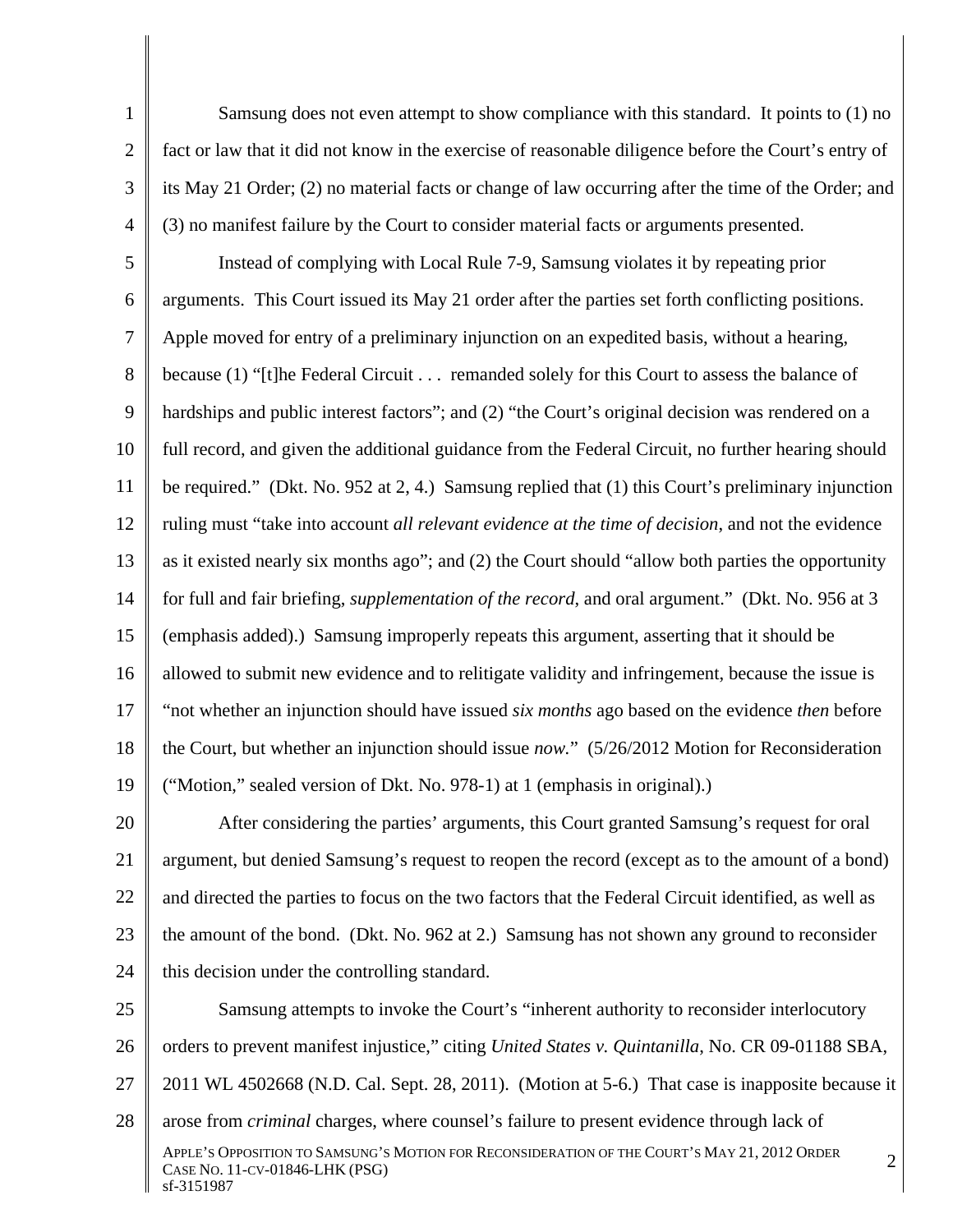Samsung does not even attempt to show compliance with this standard. It points to (1) no fact or law that it did not know in the exercise of reasonable diligence before the Court's entry of its May 21 Order; (2) no material facts or change of law occurring after the time of the Order; and (3) no manifest failure by the Court to consider material facts or arguments presented.

Instead of complying with Local Rule 7-9, Samsung violates it by repeating prior arguments. This Court issued its May 21 order after the parties set forth conflicting positions. Apple moved for entry of a preliminary injunction on an expedited basis, without a hearing, because (1) "[t]he Federal Circuit . . . remanded solely for this Court to assess the balance of hardships and public interest factors"; and (2) "the Court's original decision was rendered on a full record, and given the additional guidance from the Federal Circuit, no further hearing should be required." (Dkt. No. 952 at 2, 4.) Samsung replied that (1) this Court's preliminary injunction ruling must "take into account *all relevant evidence at the time of decision*, and not the evidence as it existed nearly six months ago"; and (2) the Court should "allow both parties the opportunity for full and fair briefing, *supplementation of the record*, and oral argument." (Dkt. No. 956 at 3 (emphasis added).) Samsung improperly repeats this argument, asserting that it should be allowed to submit new evidence and to relitigate validity and infringement, because the issue is "not whether an injunction should have issued *six months* ago based on the evidence *then* before the Court, but whether an injunction should issue *now*." (5/26/2012 Motion for Reconsideration ("Motion," sealed version of Dkt. No. 978-1) at 1 (emphasis in original).)

After considering the parties' arguments, this Court granted Samsung's request for oral argument, but denied Samsung's request to reopen the record (except as to the amount of a bond) and directed the parties to focus on the two factors that the Federal Circuit identified, as well as the amount of the bond. (Dkt. No. 962 at 2.) Samsung has not shown any ground to reconsider this decision under the controlling standard.

Samsung attempts to invoke the Court's "inherent authority to reconsider interlocutory orders to prevent manifest injustice," citing *United States v. Quintanilla*, No. CR 09-01188 SBA, 2011 WL 4502668 (N.D. Cal. Sept. 28, 2011). (Motion at 5-6.) That case is inapposite because it arose from *criminal* charges, where counsel's failure to present evidence through lack of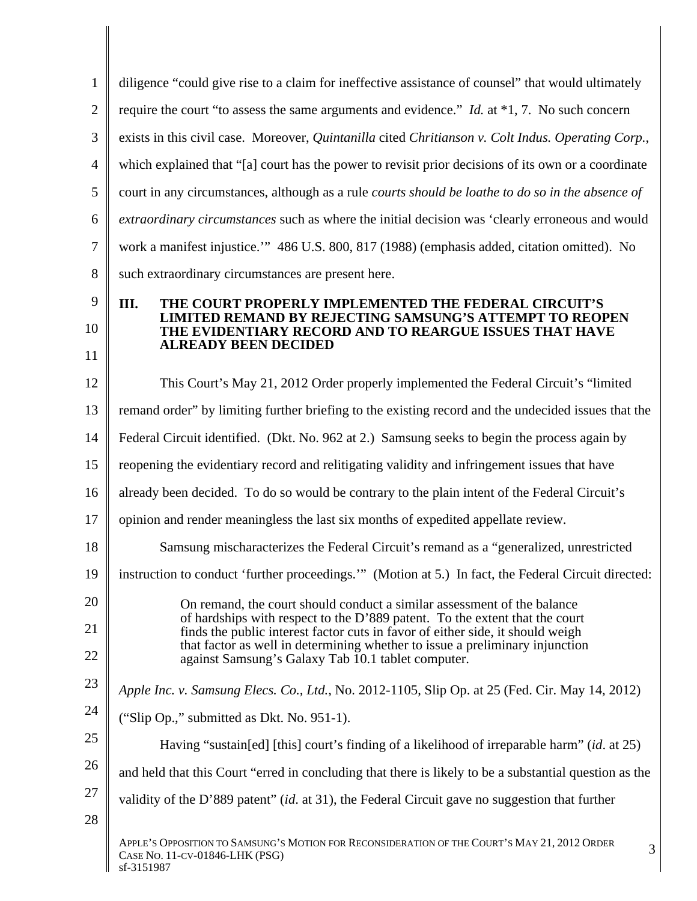diligence "could give rise to a claim for ineffective assistance of counsel" that would ultimately require the court "to assess the same arguments and evidence." *Id.* at *1, 7. No such concern exists in this civil case. Moreover, *Quintanilla* cited *Chritianson v. Colt Indus. Operating Corp.*, which explained that "[a] court has the power to revisit prior decisions of its own or a coordinate court in any circumstances, although as a rule *courts should be loathe to do so in the absence of extraordinary circumstances* such as where the initial decision was 'clearly erroneous and would work a manifest injustice.'" 486 U.S. 800, 817 (1988) (emphasis added, citation omitted). No such extraordinary circumstances are present here.

## III. THE COURT PROPERLY IMPLEMENTED THE FEDERAL CIRCUIT'S LIMITED REMAND BY REJECTING SAMSUNG'S ATTEMPT TO REOPEN THE EVIDENTIARY RECORD AND TO REARGUE ISSUES THAT HAVE ALREADY BEEN DECIDED

This Court's May 21, 2012 Order properly implemented the Federal Circuit's "limited remand order" by limiting further briefing to the existing record and the undecided issues that the Federal Circuit identified. (Dkt. No. 962 at 2.) Samsung seeks to begin the process again by reopening the evidentiary record and relitigating validity and infringement issues that have already been decided. To do so would be contrary to the plain intent of the Federal Circuit's opinion and render meaningless the last six months of expedited appellate review.

Samsung mischaracterizes the Federal Circuit's remand as a "generalized, unrestricted instruction to conduct 'further proceedings.'" (Motion at 5.) In fact, the Federal Circuit directed:

> On remand, the court should conduct a similar assessment of the balance of hardships with respect to the D'889 patent. To the extent that the court finds the public interest factor cuts in favor of either side, it should weigh that factor as well in determining whether to issue a preliminary injunction against Samsung's Galaxy Tab 10.1 tablet computer.

*Apple Inc. v. Samsung Elecs. Co., Ltd.*, No. 2012-1105, Slip Op. at 25 (Fed. Cir. May 14, 2012) ("Slip Op.," submitted as Dkt. No. 951-1).

Having "sustain[ed] [this] court's finding of a likelihood of irreparable harm" (*id*. at 25) and held that this Court "erred in concluding that there is likely to be a substantial question as the validity of the D'889 patent" (*id.* at 31), the Federal Circuit gave no suggestion that further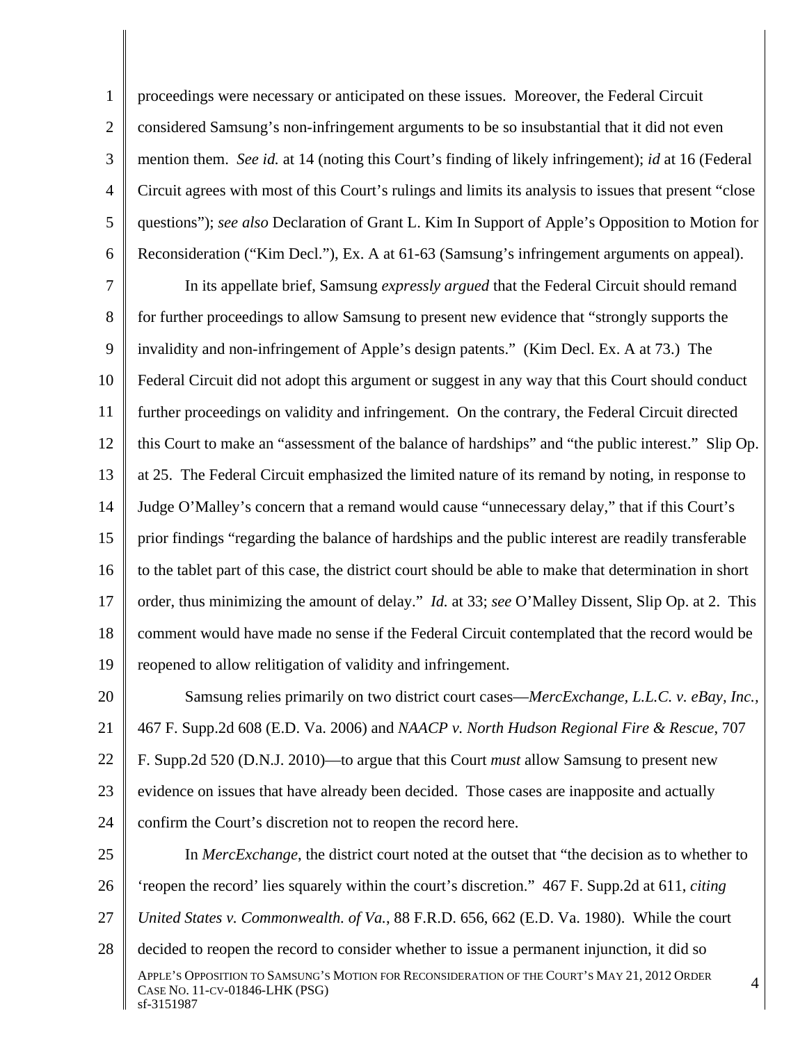proceedings were necessary or anticipated on these issues. Moreover, the Federal Circuit considered Samsung's non-infringement arguments to be so insubstantial that it did not even mention them. *See id.* at 14 (noting this Court's finding of likely infringement); *id* at 16 (Federal Circuit agrees with most of this Court's rulings and limits its analysis to issues that present "close questions"); *see also* Declaration of Grant L. Kim In Support of Apple's Opposition to Motion for Reconsideration ("Kim Decl."), Ex. A at 61-63 (Samsung's infringement arguments on appeal).

In its appellate brief, Samsung *expressly argued* that the Federal Circuit should remand for further proceedings to allow Samsung to present new evidence that "strongly supports the invalidity and non-infringement of Apple's design patents." (Kim Decl. Ex. A at 73.) The Federal Circuit did not adopt this argument or suggest in any way that this Court should conduct further proceedings on validity and infringement. On the contrary, the Federal Circuit directed this Court to make an "assessment of the balance of hardships" and "the public interest." Slip Op. at 25. The Federal Circuit emphasized the limited nature of its remand by noting, in response to Judge O'Malley's concern that a remand would cause "unnecessary delay," that if this Court's prior findings "regarding the balance of hardships and the public interest are readily transferable to the tablet part of this case, the district court should be able to make that determination in short order, thus minimizing the amount of delay." *Id.* at 33; *see* O'Malley Dissent, Slip Op. at 2. This comment would have made no sense if the Federal Circuit contemplated that the record would be reopened to allow relitigation of validity and infringement.

Samsung relies primarily on two district court cases—*MercExchange, L.L.C. v. eBay, Inc.,* 467 F. Supp.2d 608 (E.D. Va. 2006) and *NAACP v. North Hudson Regional Fire & Rescue*, 707 F. Supp.2d 520 (D.N.J. 2010)—to argue that this Court *must* allow Samsung to present new evidence on issues that have already been decided. Those cases are inapposite and actually confirm the Court's discretion not to reopen the record here.

In *MercExchange*, the district court noted at the outset that "the decision as to whether to 'reopen the record' lies squarely within the court's discretion." 467 F. Supp.2d at 611, *citing United States v. Commonwealth. of Va.*, 88 F.R.D. 656, 662 (E.D. Va. 1980). While the court decided to reopen the record to consider whether to issue a permanent injunction, it did so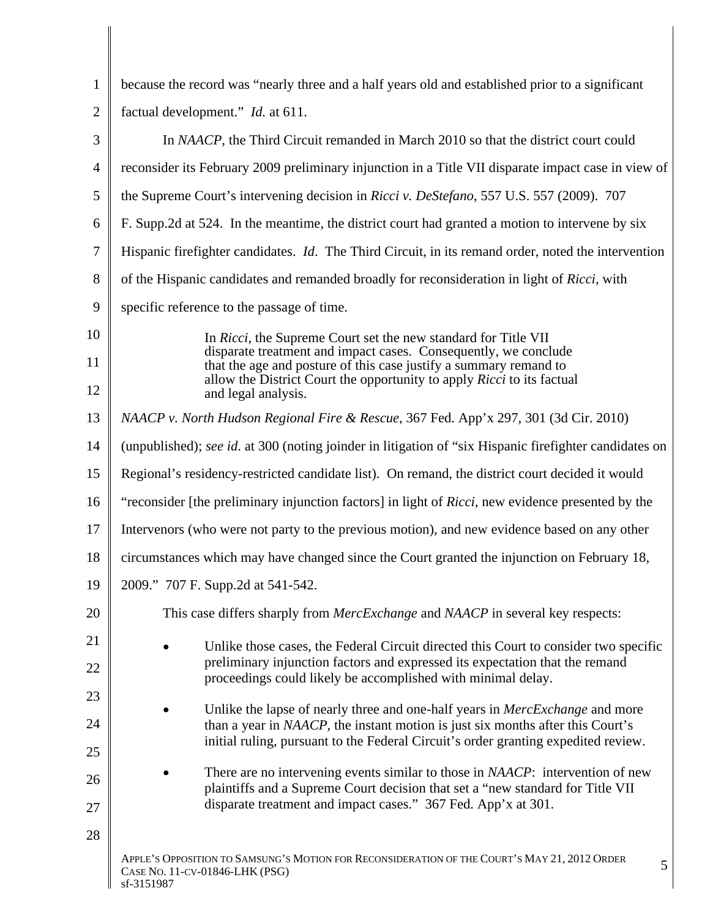because the record was "nearly three and a half years old and established prior to a significant factual development." *Id.* at 611.

In *NAACP*, the Third Circuit remanded in March 2010 so that the district court could reconsider its February 2009 preliminary injunction in a Title VII disparate impact case in view of the Supreme Court's intervening decision in *Ricci v. DeStefano*, 557 U.S. 557 (2009). 707 F. Supp.2d at 524. In the meantime, the district court had granted a motion to intervene by six Hispanic firefighter candidates. *Id*. The Third Circuit, in its remand order, noted the intervention of the Hispanic candidates and remanded broadly for reconsideration in light of *Ricci*, with specific reference to the passage of time.

> In *Ricci*, the Supreme Court set the new standard for Title VII disparate treatment and impact cases. Consequently, we conclude that the age and posture of this case justify a summary remand to allow the District Court the opportunity to apply *Ricci* to its factual and legal analysis.

*NAACP v. North Hudson Regional Fire & Rescue*, 367 Fed. App'x 297, 301 (3d Cir. 2010) (unpublished); *see id.* at 300 (noting joinder in litigation of "six Hispanic firefighter candidates on Regional's residency-restricted candidate list). On remand, the district court decided it would "reconsider [the preliminary injunction factors] in light of *Ricci*, new evidence presented by the Intervenors (who were not party to the previous motion), and new evidence based on any other circumstances which may have changed since the Court granted the injunction on February 18, 2009." 707 F. Supp.2d at 541-542.

This case differs sharply from *MercExchange* and *NAACP* in several key respects:

- Unlike those cases, the Federal Circuit directed this Court to consider two specific preliminary injunction factors and expressed its expectation that the remand proceedings could likely be accomplished with minimal delay.
- Unlike the lapse of nearly three and one-half years in *MercExchange* and more than a year in *NAACP*, the instant motion is just six months after this Court's initial ruling, pursuant to the Federal Circuit's order granting expedited review.
- There are no intervening events similar to those in *NAACP*: intervention of new plaintiffs and a Supreme Court decision that set a "new standard for Title VII disparate treatment and impact cases." 367 Fed. App'x at 301.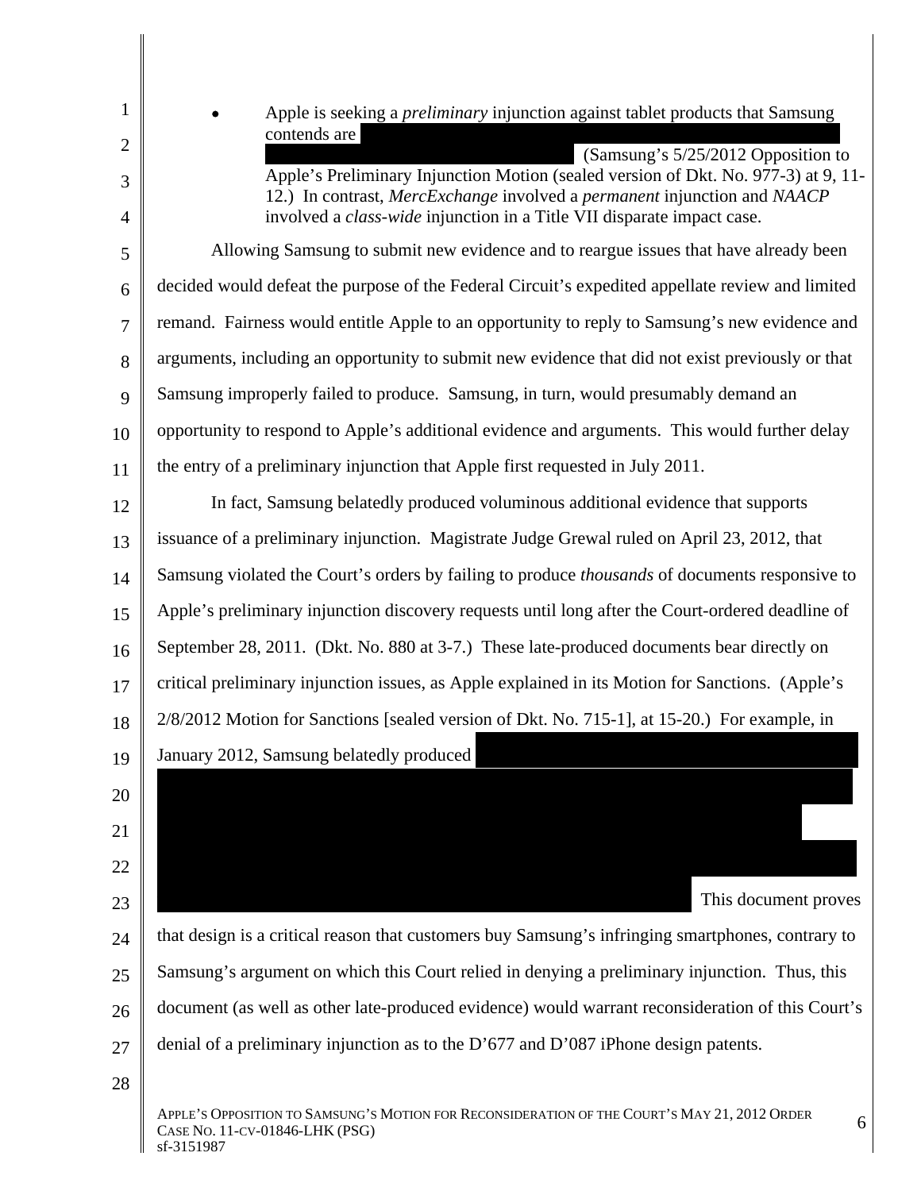- Apple is seeking a *preliminary* injunction against tablet products that Samsung contends are (Samsung's 5/25/2012 Opposition to Apple's Preliminary Injunction Motion (sealed version of Dkt. No. 977-3) at 9, 11-12.) In contrast, *MercExchange* involved a *permanent* injunction and *NAACP* involved a *class-wide* injunction in a Title VII disparate impact case.

Allowing Samsung to submit new evidence and to reargue issues that have already been decided would defeat the purpose of the Federal Circuit's expedited appellate review and limited remand. Fairness would entitle Apple to an opportunity to reply to Samsung's new evidence and arguments, including an opportunity to submit new evidence that did not exist previously or that Samsung improperly failed to produce. Samsung, in turn, would presumably demand an opportunity to respond to Apple's additional evidence and arguments. This would further delay the entry of a preliminary injunction that Apple first requested in July 2011.

In fact, Samsung belatedly produced voluminous additional evidence that supports issuance of a preliminary injunction. Magistrate Judge Grewal ruled on April 23, 2012, that Samsung violated the Court's orders by failing to produce *thousands* of documents responsive to Apple's preliminary injunction discovery requests until long after the Court-ordered deadline of September 28, 2011. (Dkt. No. 880 at 3-7.) These late-produced documents bear directly on critical preliminary injunction issues, as Apple explained in its Motion for Sanctions. (Apple's 2/8/2012 Motion for Sanctions [sealed version of Dkt. No. 715-1], at 15-20.) For example, in January 2012, Samsung belatedly produced

This document proves that design is a critical reason that customers buy Samsung's infringing smartphones, contrary to Samsung's argument on which this Court relied in denying a preliminary injunction. Thus, this document (as well as other late-produced evidence) would warrant reconsideration of this Court's denial of a preliminary injunction as to the D'677 and D'087 iPhone design patents.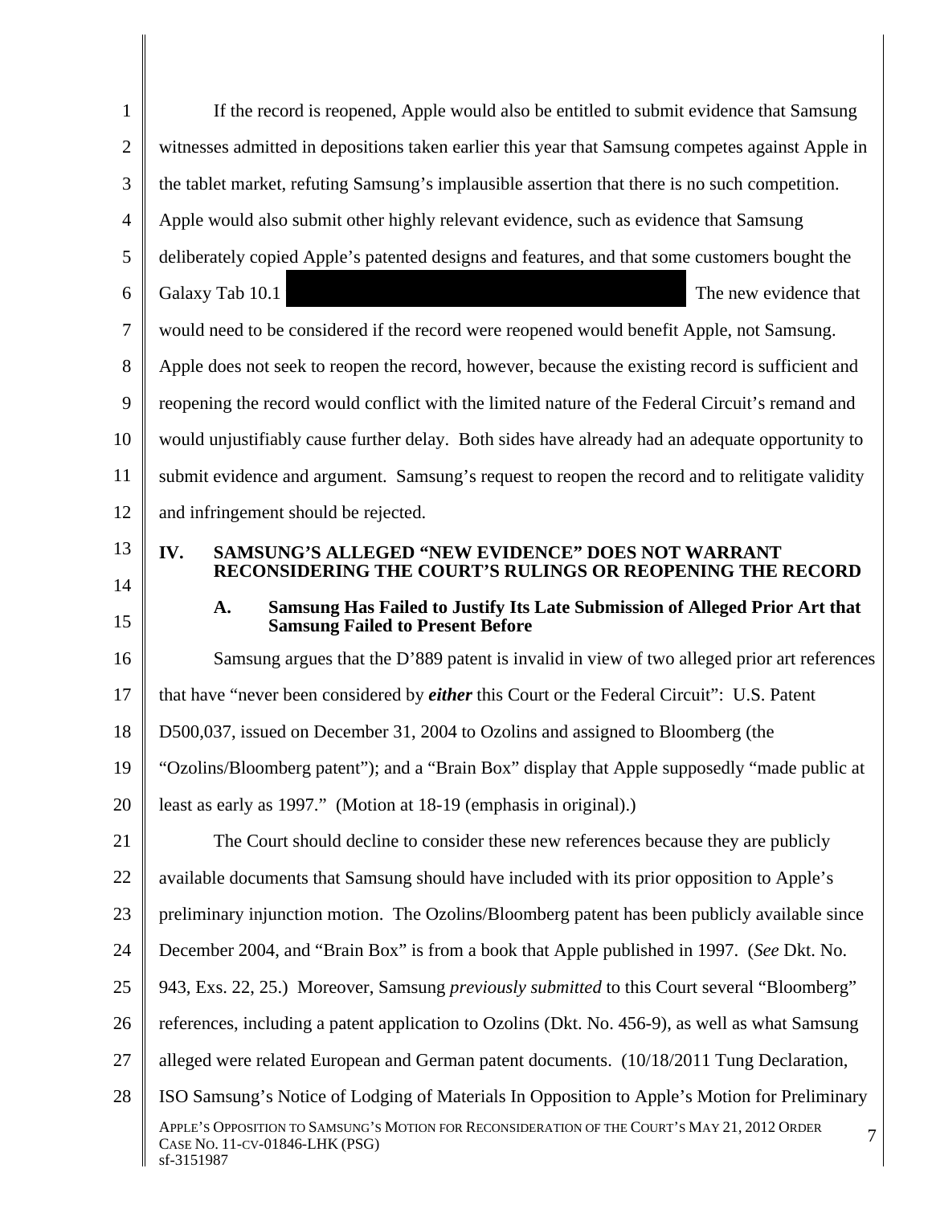If the record is reopened, Apple would also be entitled to submit evidence that Samsung witnesses admitted in depositions taken earlier this year that Samsung competes against Apple in the tablet market, refuting Samsung's implausible assertion that there is no such competition. Apple would also submit other highly relevant evidence, such as evidence that Samsung deliberately copied Apple's patented designs and features, and that some customers bought the Galaxy Tab 10.1 [REDACTED] The new evidence that would need to be considered if the record were reopened would benefit Apple, not Samsung. Apple does not seek to reopen the record, however, because the existing record is sufficient and reopening the record would conflict with the limited nature of the Federal Circuit's remand and would unjustifiably cause further delay. Both sides have already had an adequate opportunity to submit evidence and argument. Samsung's request to reopen the record and to relitigate validity and infringement should be rejected.

## IV. SAMSUNG'S ALLEGED "NEW EVIDENCE" DOES NOT WARRANT RECONSIDERING THE COURT'S RULINGS OR REOPENING THE RECORD

### A. Samsung Has Failed to Justify Its Late Submission of Alleged Prior Art that Samsung Failed to Present Before

Samsung argues that the D'889 patent is invalid in view of two alleged prior art references that have "never been considered by ***either*** this Court or the Federal Circuit": U.S. Patent D500,037, issued on December 31, 2004 to Ozolins and assigned to Bloomberg (the "Ozolins/Bloomberg patent"); and a "Brain Box" display that Apple supposedly "made public at least as early as 1997." (Motion at 18-19 (emphasis in original).)

The Court should decline to consider these new references because they are publicly available documents that Samsung should have included with its prior opposition to Apple's preliminary injunction motion. The Ozolins/Bloomberg patent has been publicly available since December 2004, and "Brain Box" is from a book that Apple published in 1997. (*See* Dkt. No. 943, Exs. 22, 25.) Moreover, Samsung *previously submitted* to this Court several "Bloomberg" references, including a patent application to Ozolins (Dkt. No. 456-9), as well as what Samsung alleged were related European and German patent documents. (10/18/2011 Tung Declaration, ISO Samsung's Notice of Lodging of Materials In Opposition to Apple's Motion for Preliminary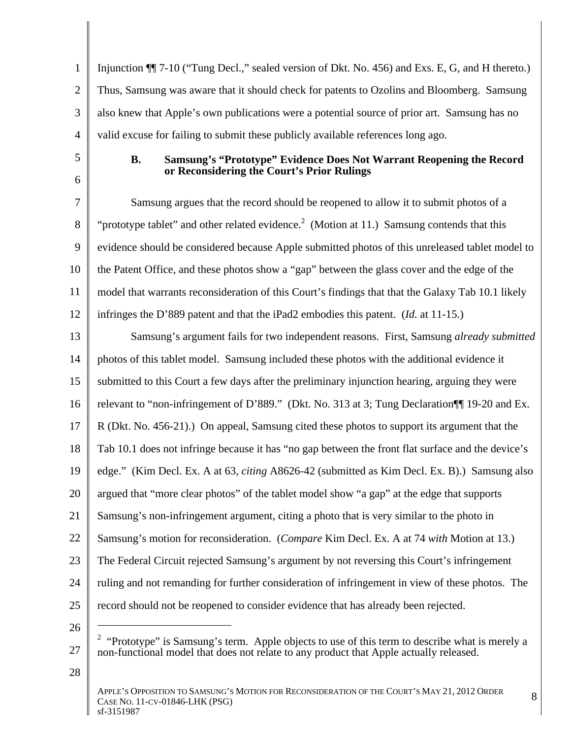Injunction ¶¶ 7-10 ("Tung Decl.," sealed version of Dkt. No. 456) and Exs. E, G, and H thereto.) Thus, Samsung was aware that it should check for patents to Ozolins and Bloomberg. Samsung also knew that Apple's own publications were a potential source of prior art. Samsung has no valid excuse for failing to submit these publicly available references long ago.

### B. Samsung's "Prototype" Evidence Does Not Warrant Reopening the Record or Reconsidering the Court's Prior Rulings

Samsung argues that the record should be reopened to allow it to submit photos of a "prototype tablet" and other related evidence.[2] (Motion at 11.) Samsung contends that this evidence should be considered because Apple submitted photos of this unreleased tablet model to the Patent Office, and these photos show a "gap" between the glass cover and the edge of the model that warrants reconsideration of this Court's findings that that the Galaxy Tab 10.1 likely infringes the D'889 patent and that the iPad2 embodies this patent. (*Id.* at 11-15.)

Samsung's argument fails for two independent reasons. First, Samsung *already submitted* photos of this tablet model. Samsung included these photos with the additional evidence it submitted to this Court a few days after the preliminary injunction hearing, arguing they were relevant to "non-infringement of D'889." (Dkt. No. 313 at 3; Tung Declaration¶¶ 19-20 and Ex. R (Dkt. No. 456-21).) On appeal, Samsung cited these photos to support its argument that the Tab 10.1 does not infringe because it has "no gap between the front flat surface and the device's edge." (Kim Decl. Ex. A at 63, *citing* A8626-42 (submitted as Kim Decl. Ex. B).) Samsung also argued that "more clear photos" of the tablet model show "a gap" at the edge that supports Samsung's non-infringement argument, citing a photo that is very similar to the photo in Samsung's motion for reconsideration. (*Compare* Kim Decl. Ex. A at 74 *with* Motion at 13.) The Federal Circuit rejected Samsung's argument by not reversing this Court's infringement ruling and not remanding for further consideration of infringement in view of these photos. The record should not be reopened to consider evidence that has already been rejected.

---

[2] "Prototype" is Samsung's term. Apple objects to use of this term to describe what is merely a non-functional model that does not relate to any product that Apple actually released.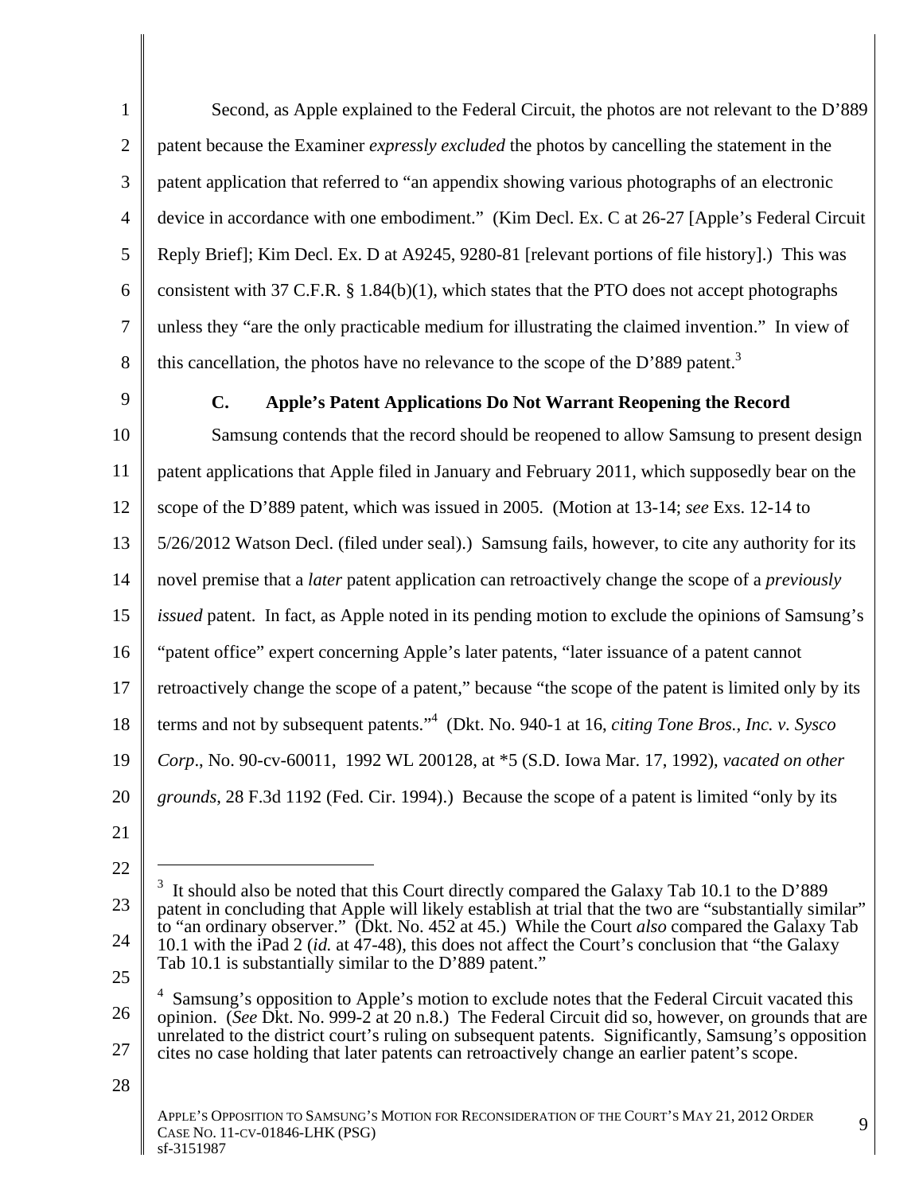Second, as Apple explained to the Federal Circuit, the photos are not relevant to the D'889 patent because the Examiner *expressly excluded* the photos by cancelling the statement in the patent application that referred to "an appendix showing various photographs of an electronic device in accordance with one embodiment." (Kim Decl. Ex. C at 26-27 [Apple's Federal Circuit Reply Brief]; Kim Decl. Ex. D at A9245, 9280-81 [relevant portions of file history].) This was consistent with 37 C.F.R. § 1.84(b)(1), which states that the PTO does not accept photographs unless they "are the only practicable medium for illustrating the claimed invention." In view of this cancellation, the photos have no relevance to the scope of the D'889 patent.[3]

### C. Apple's Patent Applications Do Not Warrant Reopening the Record

Samsung contends that the record should be reopened to allow Samsung to present design patent applications that Apple filed in January and February 2011, which supposedly bear on the scope of the D'889 patent, which was issued in 2005. (Motion at 13-14; *see* Exs. 12-14 to 5/26/2012 Watson Decl. (filed under seal).) Samsung fails, however, to cite any authority for its novel premise that a *later* patent application can retroactively change the scope of a *previously issued* patent. In fact, as Apple noted in its pending motion to exclude the opinions of Samsung's "patent office" expert concerning Apple's later patents, "later issuance of a patent cannot retroactively change the scope of a patent," because "the scope of the patent is limited only by its terms and not by subsequent patents."[4] (Dkt. No. 940-1 at 16, *citing Tone Bros., Inc. v. Sysco Corp*., No. 90-cv-60011, 1992 WL 200128, at *5 (S.D. Iowa Mar. 17, 1992), *vacated on other grounds*, 28 F.3d 1192 (Fed. Cir. 1994).) Because the scope of a patent is limited "only by its

---

[3] It should also be noted that this Court directly compared the Galaxy Tab 10.1 to the D'889 patent in concluding that Apple will likely establish at trial that the two are "substantially similar" to "an ordinary observer." (Dkt. No. 452 at 45.) While the Court *also* compared the Galaxy Tab 10.1 with the iPad 2 (*id.* at 47-48), this does not affect the Court's conclusion that "the Galaxy Tab 10.1 is substantially similar to the D'889 patent."

[4] Samsung's opposition to Apple's motion to exclude notes that the Federal Circuit vacated this opinion. (*See* Dkt. No. 999-2 at 20 n.8.) The Federal Circuit did so, however, on grounds that are unrelated to the district court's ruling on subsequent patents. Significantly, Samsung's opposition cites no case holding that later patents can retroactively change an earlier patent's scope.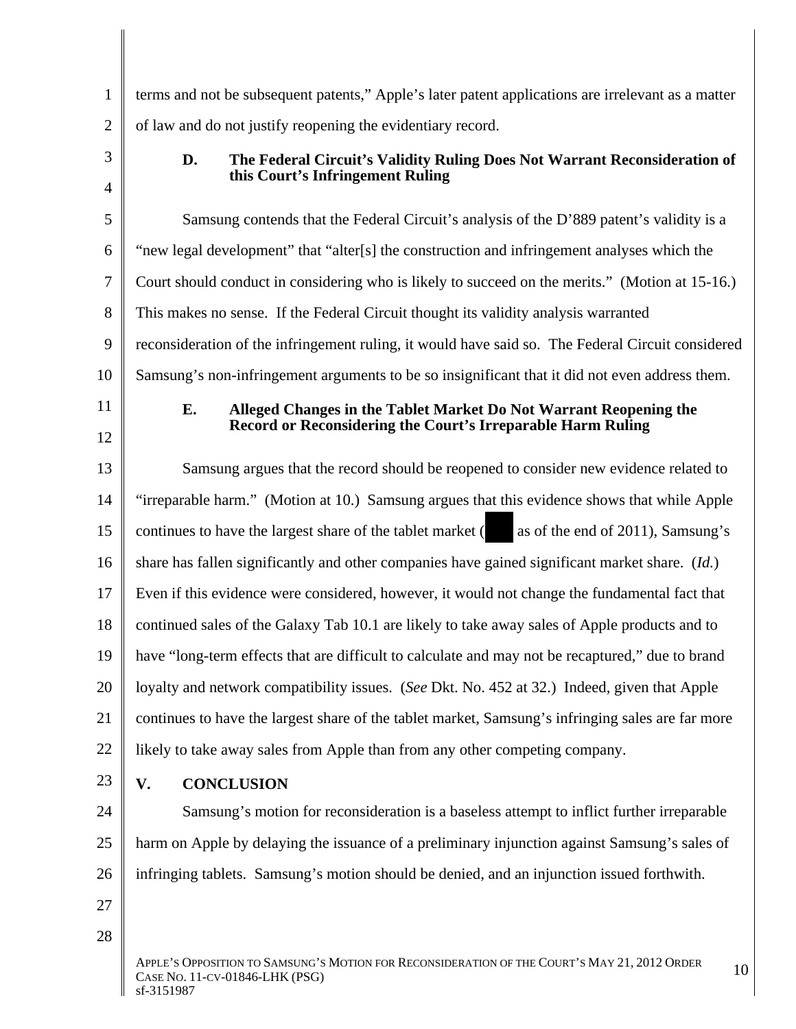terms and not be subsequent patents," Apple's later patent applications are irrelevant as a matter of law and do not justify reopening the evidentiary record.

### D. The Federal Circuit's Validity Ruling Does Not Warrant Reconsideration of this Court's Infringement Ruling

Samsung contends that the Federal Circuit's analysis of the D'889 patent's validity is a "new legal development" that "alter[s] the construction and infringement analyses which the Court should conduct in considering who is likely to succeed on the merits." (Motion at 15-16.) This makes no sense. If the Federal Circuit thought its validity analysis warranted reconsideration of the infringement ruling, it would have said so. The Federal Circuit considered Samsung's non-infringement arguments to be so insignificant that it did not even address them.

### E. Alleged Changes in the Tablet Market Do Not Warrant Reopening the Record or Reconsidering the Court's Irreparable Harm Ruling

Samsung argues that the record should be reopened to consider new evidence related to "irreparable harm." (Motion at 10.) Samsung argues that this evidence shows that while Apple continues to have the largest share of the tablet market (█ as of the end of 2011), Samsung's share has fallen significantly and other companies have gained significant market share. (*Id.*) Even if this evidence were considered, however, it would not change the fundamental fact that continued sales of the Galaxy Tab 10.1 are likely to take away sales of Apple products and to have "long-term effects that are difficult to calculate and may not be recaptured," due to brand loyalty and network compatibility issues. (*See* Dkt. No. 452 at 32.) Indeed, given that Apple continues to have the largest share of the tablet market, Samsung's infringing sales are far more likely to take away sales from Apple than from any other competing company.

## V. CONCLUSION

Samsung's motion for reconsideration is a baseless attempt to inflict further irreparable harm on Apple by delaying the issuance of a preliminary injunction against Samsung's sales of infringing tablets. Samsung's motion should be denied, and an injunction issued forthwith.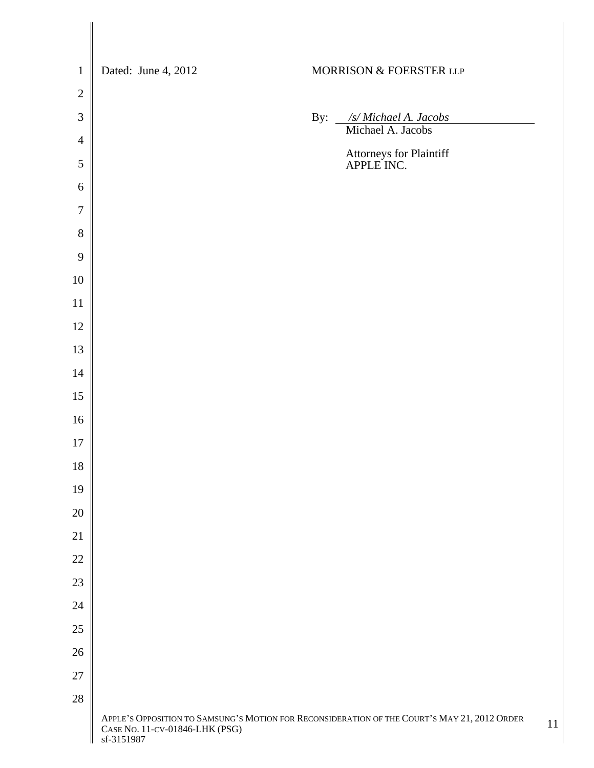Dated: June 4, 2012

MORRISON & FOERSTER LLP

By: */s/ Michael A. Jacobs*
Michael A. Jacobs

Attorneys for Plaintiff
APPLE INC.